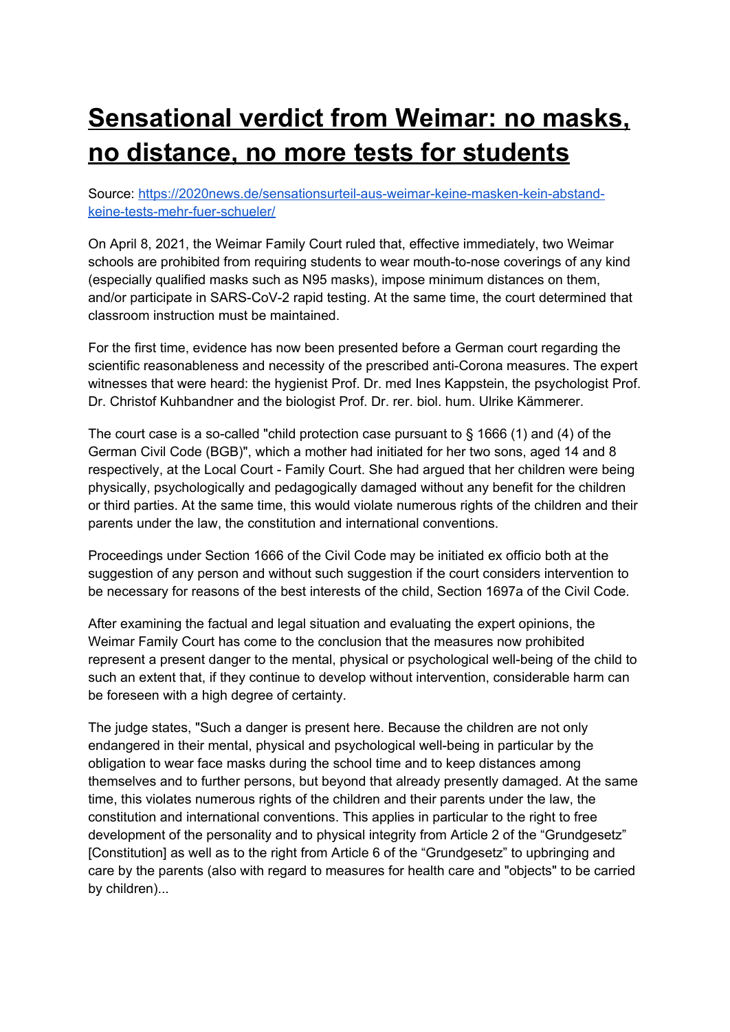# [Sensational verdict from Weimar: no masks, no distance, no more tests for students](https://2020news.de/sensationsurteil-aus-weimar-keine-masken-kein-abstand-keine-tests-mehr-fuer-schueler/)

Source: [https://2020news.de/sensationsurteil-aus-weimar-keine-masken-kein-abstand-keine-tests-mehr-fuer-schueler/](https://2020news.de/sensationsurteil-aus-weimar-keine-masken-kein-abstand-keine-tests-mehr-fuer-schueler/)

On April 8, 2021, the Weimar Family Court ruled that, effective immediately, two Weimar schools are prohibited from requiring students to wear mouth-to-nose coverings of any kind (especially qualified masks such as N95 masks), impose minimum distances on them, and/or participate in SARS-CoV-2 rapid testing. At the same time, the court determined that classroom instruction must be maintained.

For the first time, evidence has now been presented before a German court regarding the scientific reasonableness and necessity of the prescribed anti-Corona measures. The expert witnesses that were heard: the hygienist Prof. Dr. med Ines Kappstein, the psychologist Prof. Dr. Christof Kuhbandner and the biologist Prof. Dr. rer. biol. hum. Ulrike Kämmerer.

The court case is a so-called "child protection case pursuant to § 1666 (1) and (4) of the German Civil Code (BGB)", which a mother had initiated for her two sons, aged 14 and 8 respectively, at the Local Court - Family Court. She had argued that her children were being physically, psychologically and pedagogically damaged without any benefit for the children or third parties. At the same time, this would violate numerous rights of the children and their parents under the law, the constitution and international conventions.

Proceedings under Section 1666 of the Civil Code may be initiated ex officio both at the suggestion of any person and without such suggestion if the court considers intervention to be necessary for reasons of the best interests of the child, Section 1697a of the Civil Code.

After examining the factual and legal situation and evaluating the expert opinions, the Weimar Family Court has come to the conclusion that the measures now prohibited represent a present danger to the mental, physical or psychological well-being of the child to such an extent that, if they continue to develop without intervention, considerable harm can be foreseen with a high degree of certainty.

The judge states, "Such a danger is present here. Because the children are not only endangered in their mental, physical and psychological well-being in particular by the obligation to wear face masks during the school time and to keep distances among themselves and to further persons, but beyond that already presently damaged. At the same time, this violates numerous rights of the children and their parents under the law, the constitution and international conventions. This applies in particular to the right to free development of the personality and to physical integrity from Article 2 of the "Grundgesetz" [Constitution] as well as to the right from Article 6 of the "Grundgesetz" to upbringing and care by the parents (also with regard to measures for health care and "objects" to be carried by children)...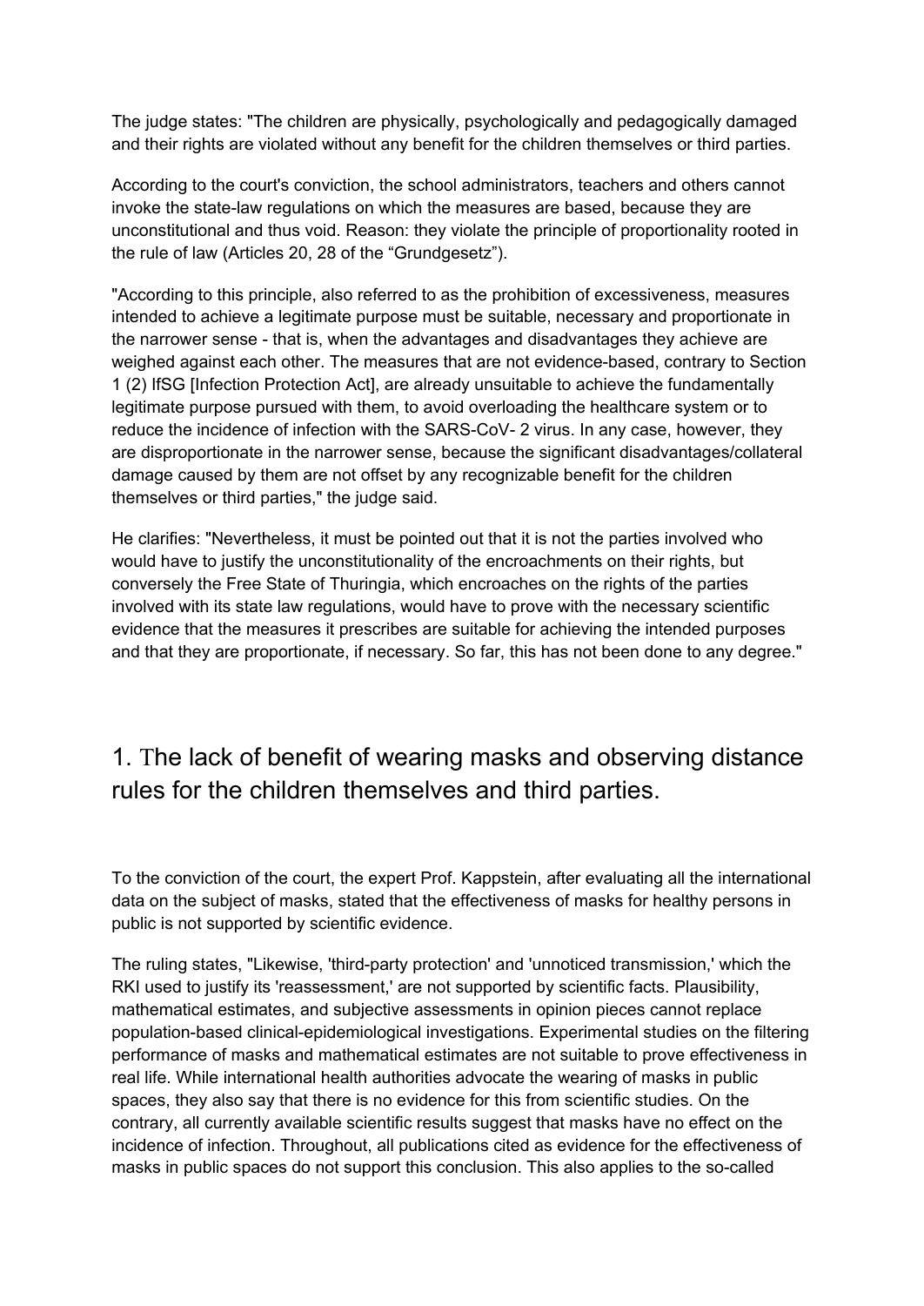The judge states: "The children are physically, psychologically and pedagogically damaged and their rights are violated without any benefit for the children themselves or third parties.

According to the court's conviction, the school administrators, teachers and others cannot invoke the state-law regulations on which the measures are based, because they are unconstitutional and thus void. Reason: they violate the principle of proportionality rooted in the rule of law (Articles 20, 28 of the "Grundgesetz").

"According to this principle, also referred to as the prohibition of excessiveness, measures intended to achieve a legitimate purpose must be suitable, necessary and proportionate in the narrower sense - that is, when the advantages and disadvantages they achieve are weighed against each other. The measures that are not evidence-based, contrary to Section 1 (2) IfSG [Infection Protection Act], are already unsuitable to achieve the fundamentally legitimate purpose pursued with them, to avoid overloading the healthcare system or to reduce the incidence of infection with the SARS-CoV- 2 virus. In any case, however, they are disproportionate in the narrower sense, because the significant disadvantages/collateral damage caused by them are not offset by any recognizable benefit for the children themselves or third parties," the judge said.

He clarifies: "Nevertheless, it must be pointed out that it is not the parties involved who would have to justify the unconstitutionality of the encroachments on their rights, but conversely the Free State of Thuringia, which encroaches on the rights of the parties involved with its state law regulations, would have to prove with the necessary scientific evidence that the measures it prescribes are suitable for achieving the intended purposes and that they are proportionate, if necessary. So far, this has not been done to any degree."

## 1. The lack of benefit of wearing masks and observing distance rules for the children themselves and third parties.

To the conviction of the court, the expert Prof. Kappstein, after evaluating all the international data on the subject of masks, stated that the effectiveness of masks for healthy persons in public is not supported by scientific evidence.

The ruling states, "Likewise, 'third-party protection' and 'unnoticed transmission,' which the RKI used to justify its 'reassessment,' are not supported by scientific facts. Plausibility, mathematical estimates, and subjective assessments in opinion pieces cannot replace population-based clinical-epidemiological investigations. Experimental studies on the filtering performance of masks and mathematical estimates are not suitable to prove effectiveness in real life. While international health authorities advocate the wearing of masks in public spaces, they also say that there is no evidence for this from scientific studies. On the contrary, all currently available scientific results suggest that masks have no effect on the incidence of infection. Throughout, all publications cited as evidence for the effectiveness of masks in public spaces do not support this conclusion. This also applies to the so-called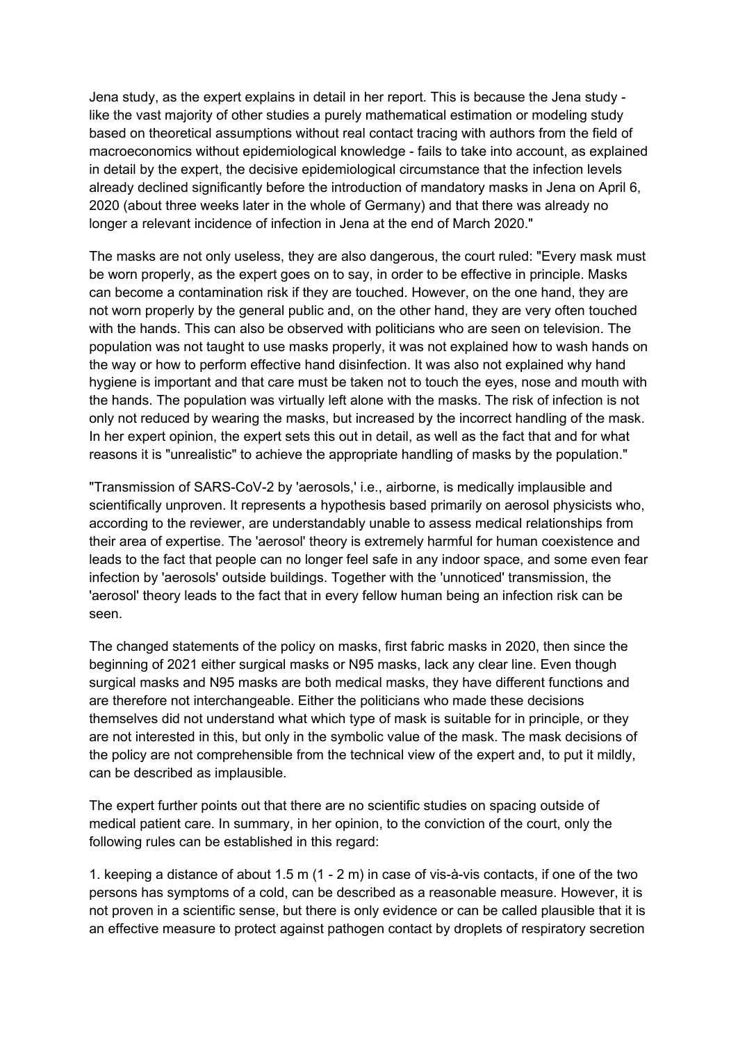Jena study, as the expert explains in detail in her report. This is because the Jena study - like the vast majority of other studies a purely mathematical estimation or modeling study based on theoretical assumptions without real contact tracing with authors from the field of macroeconomics without epidemiological knowledge - fails to take into account, as explained in detail by the expert, the decisive epidemiological circumstance that the infection levels already declined significantly before the introduction of mandatory masks in Jena on April 6, 2020 (about three weeks later in the whole of Germany) and that there was already no longer a relevant incidence of infection in Jena at the end of March 2020."

The masks are not only useless, they are also dangerous, the court ruled: "Every mask must be worn properly, as the expert goes on to say, in order to be effective in principle. Masks can become a contamination risk if they are touched. However, on the one hand, they are not worn properly by the general public and, on the other hand, they are very often touched with the hands. This can also be observed with politicians who are seen on television. The population was not taught to use masks properly, it was not explained how to wash hands on the way or how to perform effective hand disinfection. It was also not explained why hand hygiene is important and that care must be taken not to touch the eyes, nose and mouth with the hands. The population was virtually left alone with the masks. The risk of infection is not only not reduced by wearing the masks, but increased by the incorrect handling of the mask. In her expert opinion, the expert sets this out in detail, as well as the fact that and for what reasons it is "unrealistic" to achieve the appropriate handling of masks by the population."

"Transmission of SARS-CoV-2 by 'aerosols,' i.e., airborne, is medically implausible and scientifically unproven. It represents a hypothesis based primarily on aerosol physicists who, according to the reviewer, are understandably unable to assess medical relationships from their area of expertise. The 'aerosol' theory is extremely harmful for human coexistence and leads to the fact that people can no longer feel safe in any indoor space, and some even fear infection by 'aerosols' outside buildings. Together with the 'unnoticed' transmission, the 'aerosol' theory leads to the fact that in every fellow human being an infection risk can be seen.

The changed statements of the policy on masks, first fabric masks in 2020, then since the beginning of 2021 either surgical masks or N95 masks, lack any clear line. Even though surgical masks and N95 masks are both medical masks, they have different functions and are therefore not interchangeable. Either the politicians who made these decisions themselves did not understand what which type of mask is suitable for in principle, or they are not interested in this, but only in the symbolic value of the mask. The mask decisions of the policy are not comprehensible from the technical view of the expert and, to put it mildly, can be described as implausible.

The expert further points out that there are no scientific studies on spacing outside of medical patient care. In summary, in her opinion, to the conviction of the court, only the following rules can be established in this regard:

1. keeping a distance of about 1.5 m (1 - 2 m) in case of vis-à-vis contacts, if one of the two persons has symptoms of a cold, can be described as a reasonable measure. However, it is not proven in a scientific sense, but there is only evidence or can be called plausible that it is an effective measure to protect against pathogen contact by droplets of respiratory secretion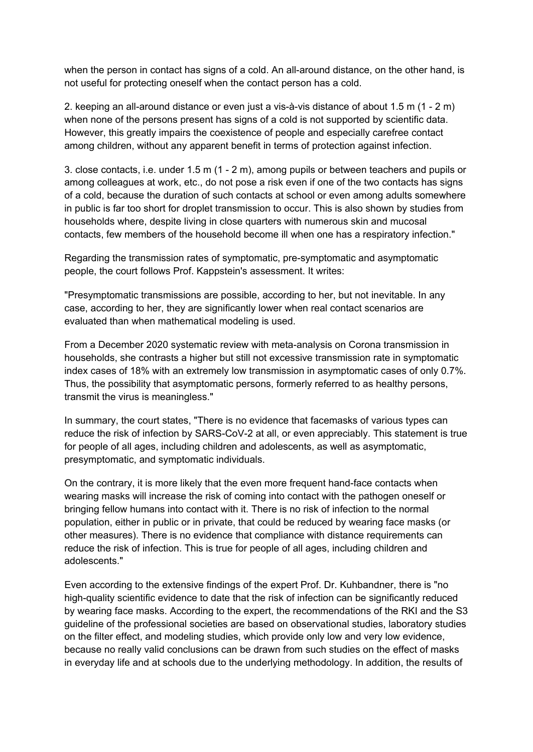when the person in contact has signs of a cold. An all-around distance, on the other hand, is not useful for protecting oneself when the contact person has a cold.

2. keeping an all-around distance or even just a vis-à-vis distance of about 1.5 m (1 - 2 m) when none of the persons present has signs of a cold is not supported by scientific data. However, this greatly impairs the coexistence of people and especially carefree contact among children, without any apparent benefit in terms of protection against infection.

3. close contacts, i.e. under 1.5 m (1 - 2 m), among pupils or between teachers and pupils or among colleagues at work, etc., do not pose a risk even if one of the two contacts has signs of a cold, because the duration of such contacts at school or even among adults somewhere in public is far too short for droplet transmission to occur. This is also shown by studies from households where, despite living in close quarters with numerous skin and mucosal contacts, few members of the household become ill when one has a respiratory infection."

Regarding the transmission rates of symptomatic, pre-symptomatic and asymptomatic people, the court follows Prof. Kappstein's assessment. It writes:

"Presymptomatic transmissions are possible, according to her, but not inevitable. In any case, according to her, they are significantly lower when real contact scenarios are evaluated than when mathematical modeling is used.

From a December 2020 systematic review with meta-analysis on Corona transmission in households, she contrasts a higher but still not excessive transmission rate in symptomatic index cases of 18% with an extremely low transmission in asymptomatic cases of only 0.7%. Thus, the possibility that asymptomatic persons, formerly referred to as healthy persons, transmit the virus is meaningless."

In summary, the court states, "There is no evidence that facemasks of various types can reduce the risk of infection by SARS-CoV-2 at all, or even appreciably. This statement is true for people of all ages, including children and adolescents, as well as asymptomatic, presymptomatic, and symptomatic individuals.

On the contrary, it is more likely that the even more frequent hand-face contacts when wearing masks will increase the risk of coming into contact with the pathogen oneself or bringing fellow humans into contact with it. There is no risk of infection to the normal population, either in public or in private, that could be reduced by wearing face masks (or other measures). There is no evidence that compliance with distance requirements can reduce the risk of infection. This is true for people of all ages, including children and adolescents."

Even according to the extensive findings of the expert Prof. Dr. Kuhbandner, there is "no high-quality scientific evidence to date that the risk of infection can be significantly reduced by wearing face masks. According to the expert, the recommendations of the RKI and the S3 guideline of the professional societies are based on observational studies, laboratory studies on the filter effect, and modeling studies, which provide only low and very low evidence, because no really valid conclusions can be drawn from such studies on the effect of masks in everyday life and at schools due to the underlying methodology. In addition, the results of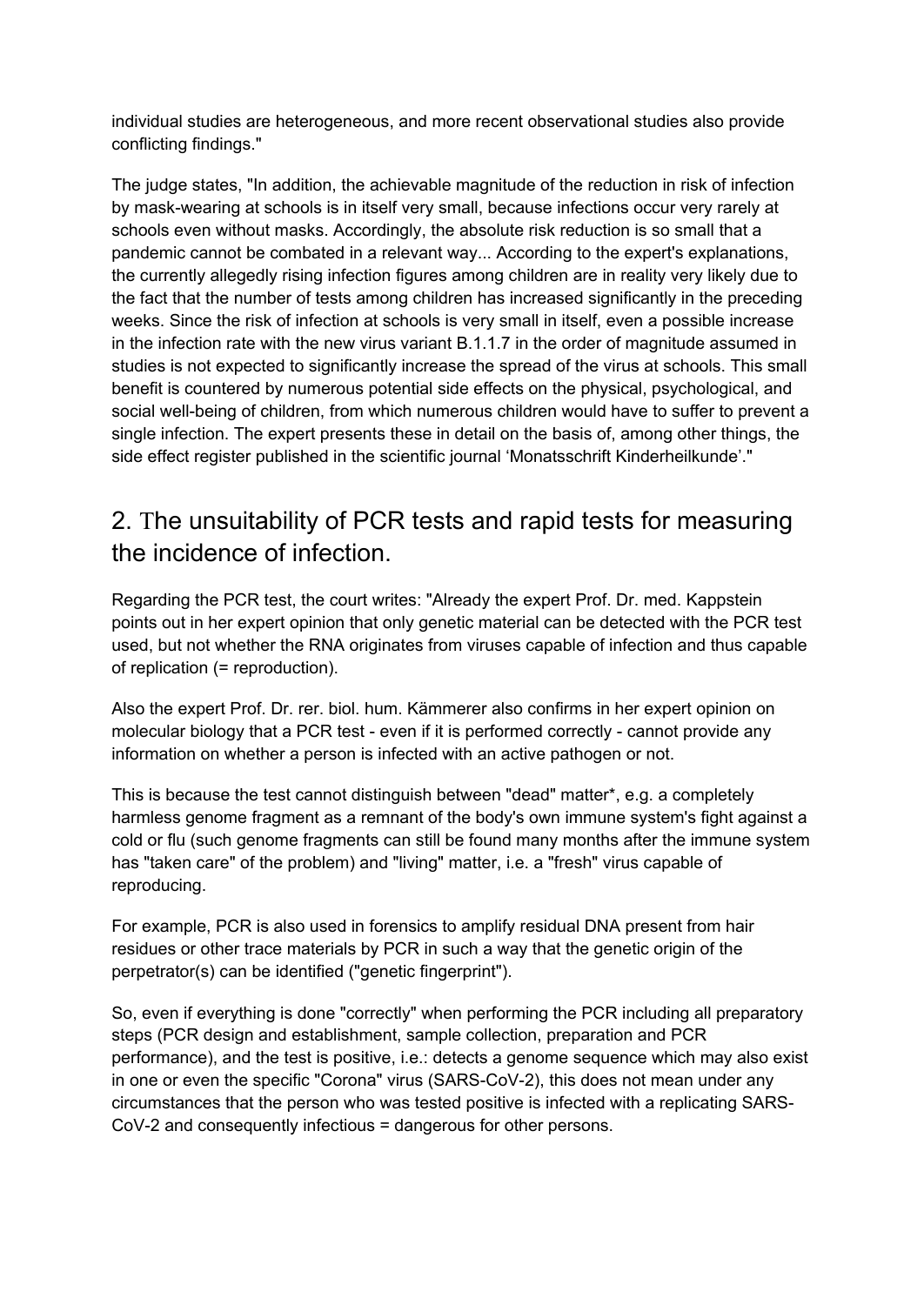individual studies are heterogeneous, and more recent observational studies also provide conflicting findings."

The judge states, "In addition, the achievable magnitude of the reduction in risk of infection by mask-wearing at schools is in itself very small, because infections occur very rarely at schools even without masks. Accordingly, the absolute risk reduction is so small that a pandemic cannot be combated in a relevant way... According to the expert's explanations, the currently allegedly rising infection figures among children are in reality very likely due to the fact that the number of tests among children has increased significantly in the preceding weeks. Since the risk of infection at schools is very small in itself, even a possible increase in the infection rate with the new virus variant B.1.1.7 in the order of magnitude assumed in studies is not expected to significantly increase the spread of the virus at schools. This small benefit is countered by numerous potential side effects on the physical, psychological, and social well-being of children, from which numerous children would have to suffer to prevent a single infection. The expert presents these in detail on the basis of, among other things, the side effect register published in the scientific journal 'Monatsschrift Kinderheilkunde'."

## 2. The unsuitability of PCR tests and rapid tests for measuring the incidence of infection.

Regarding the PCR test, the court writes: "Already the expert Prof. Dr. med. Kappstein points out in her expert opinion that only genetic material can be detected with the PCR test used, but not whether the RNA originates from viruses capable of infection and thus capable of replication (= reproduction).

Also the expert Prof. Dr. rer. biol. hum. Kämmerer also confirms in her expert opinion on molecular biology that a PCR test - even if it is performed correctly - cannot provide any information on whether a person is infected with an active pathogen or not.

This is because the test cannot distinguish between "dead" matter*, e.g. a completely harmless genome fragment as a remnant of the body's own immune system's fight against a cold or flu (such genome fragments can still be found many months after the immune system has "taken care" of the problem) and "living" matter, i.e. a "fresh" virus capable of reproducing.

For example, PCR is also used in forensics to amplify residual DNA present from hair residues or other trace materials by PCR in such a way that the genetic origin of the perpetrator(s) can be identified ("genetic fingerprint").

So, even if everything is done "correctly" when performing the PCR including all preparatory steps (PCR design and establishment, sample collection, preparation and PCR performance), and the test is positive, i.e.: detects a genome sequence which may also exist in one or even the specific "Corona" virus (SARS-CoV-2), this does not mean under any circumstances that the person who was tested positive is infected with a replicating SARS-CoV-2 and consequently infectious = dangerous for other persons.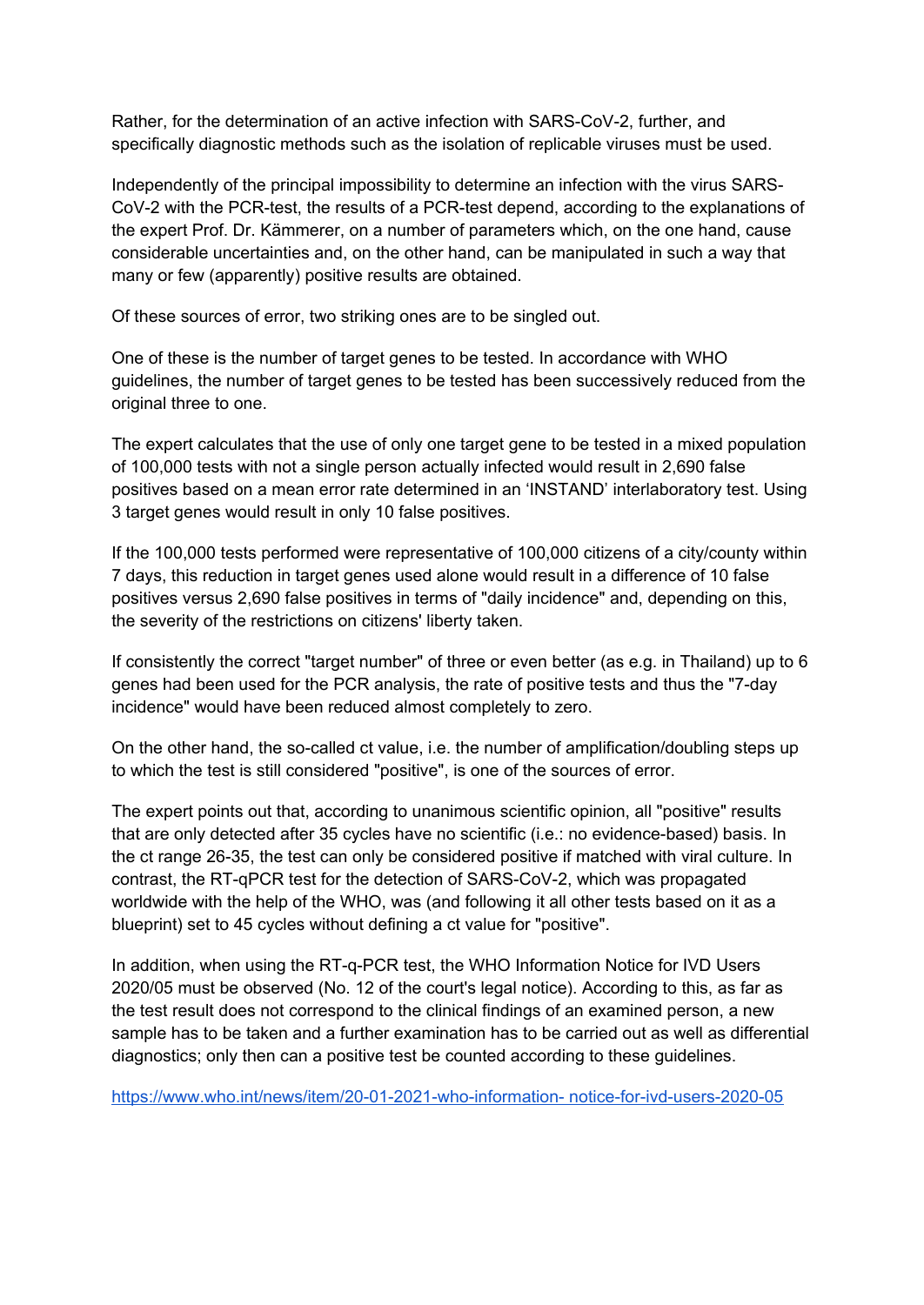Rather, for the determination of an active infection with SARS-CoV-2, further, and specifically diagnostic methods such as the isolation of replicable viruses must be used.

Independently of the principal impossibility to determine an infection with the virus SARS-CoV-2 with the PCR-test, the results of a PCR-test depend, according to the explanations of the expert Prof. Dr. Kämmerer, on a number of parameters which, on the one hand, cause considerable uncertainties and, on the other hand, can be manipulated in such a way that many or few (apparently) positive results are obtained.

Of these sources of error, two striking ones are to be singled out.

One of these is the number of target genes to be tested. In accordance with WHO guidelines, the number of target genes to be tested has been successively reduced from the original three to one.

The expert calculates that the use of only one target gene to be tested in a mixed population of 100,000 tests with not a single person actually infected would result in 2,690 false positives based on a mean error rate determined in an 'INSTAND' interlaboratory test. Using 3 target genes would result in only 10 false positives.

If the 100,000 tests performed were representative of 100,000 citizens of a city/county within 7 days, this reduction in target genes used alone would result in a difference of 10 false positives versus 2,690 false positives in terms of "daily incidence" and, depending on this, the severity of the restrictions on citizens' liberty taken.

If consistently the correct "target number" of three or even better (as e.g. in Thailand) up to 6 genes had been used for the PCR analysis, the rate of positive tests and thus the "7-day incidence" would have been reduced almost completely to zero.

On the other hand, the so-called ct value, i.e. the number of amplification/doubling steps up to which the test is still considered "positive", is one of the sources of error.

The expert points out that, according to unanimous scientific opinion, all "positive" results that are only detected after 35 cycles have no scientific (i.e.: no evidence-based) basis. In the ct range 26-35, the test can only be considered positive if matched with viral culture. In contrast, the RT-qPCR test for the detection of SARS-CoV-2, which was propagated worldwide with the help of the WHO, was (and following it all other tests based on it as a blueprint) set to 45 cycles without defining a ct value for "positive".

In addition, when using the RT-q-PCR test, the WHO Information Notice for IVD Users 2020/05 must be observed (No. 12 of the court's legal notice). According to this, as far as the test result does not correspond to the clinical findings of an examined person, a new sample has to be taken and a further examination has to be carried out as well as differential diagnostics; only then can a positive test be counted according to these guidelines.

https://www.who.int/news/item/20-01-2021-who-information- notice-for-ivd-users-2020-05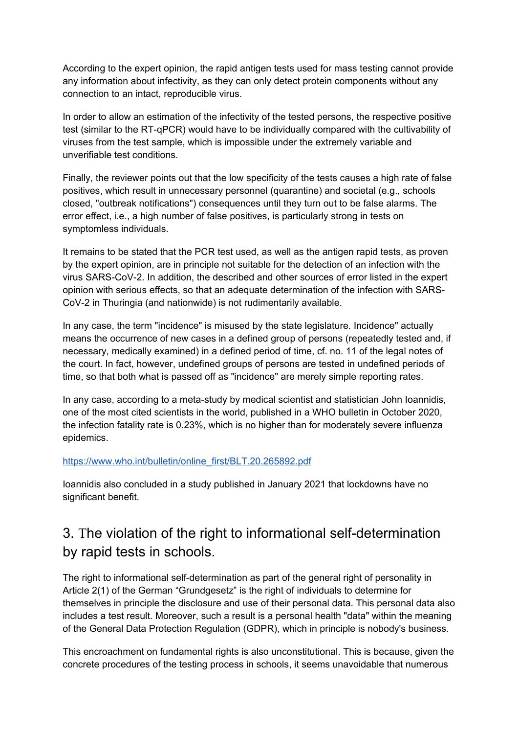According to the expert opinion, the rapid antigen tests used for mass testing cannot provide any information about infectivity, as they can only detect protein components without any connection to an intact, reproducible virus.

In order to allow an estimation of the infectivity of the tested persons, the respective positive test (similar to the RT-qPCR) would have to be individually compared with the cultivability of viruses from the test sample, which is impossible under the extremely variable and unverifiable test conditions.

Finally, the reviewer points out that the low specificity of the tests causes a high rate of false positives, which result in unnecessary personnel (quarantine) and societal (e.g., schools closed, "outbreak notifications") consequences until they turn out to be false alarms. The error effect, i.e., a high number of false positives, is particularly strong in tests on symptomless individuals.

It remains to be stated that the PCR test used, as well as the antigen rapid tests, as proven by the expert opinion, are in principle not suitable for the detection of an infection with the virus SARS-CoV-2. In addition, the described and other sources of error listed in the expert opinion with serious effects, so that an adequate determination of the infection with SARS-CoV-2 in Thuringia (and nationwide) is not rudimentarily available.

In any case, the term "incidence" is misused by the state legislature. Incidence" actually means the occurrence of new cases in a defined group of persons (repeatedly tested and, if necessary, medically examined) in a defined period of time, cf. no. 11 of the legal notes of the court. In fact, however, undefined groups of persons are tested in undefined periods of time, so that both what is passed off as "incidence" are merely simple reporting rates.

In any case, according to a meta-study by medical scientist and statistician John Ioannidis, one of the most cited scientists in the world, published in a WHO bulletin in October 2020, the infection fatality rate is 0.23%, which is no higher than for moderately severe influenza epidemics.

https://www.who.int/bulletin/online_first/BLT.20.265892.pdf

Ioannidis also concluded in a study published in January 2021 that lockdowns have no significant benefit.

## 3. The violation of the right to informational self-determination by rapid tests in schools.

The right to informational self-determination as part of the general right of personality in Article 2(1) of the German “Grundgesetz” is the right of individuals to determine for themselves in principle the disclosure and use of their personal data. This personal data also includes a test result. Moreover, such a result is a personal health "data" within the meaning of the General Data Protection Regulation (GDPR), which in principle is nobody's business.

This encroachment on fundamental rights is also unconstitutional. This is because, given the concrete procedures of the testing process in schools, it seems unavoidable that numerous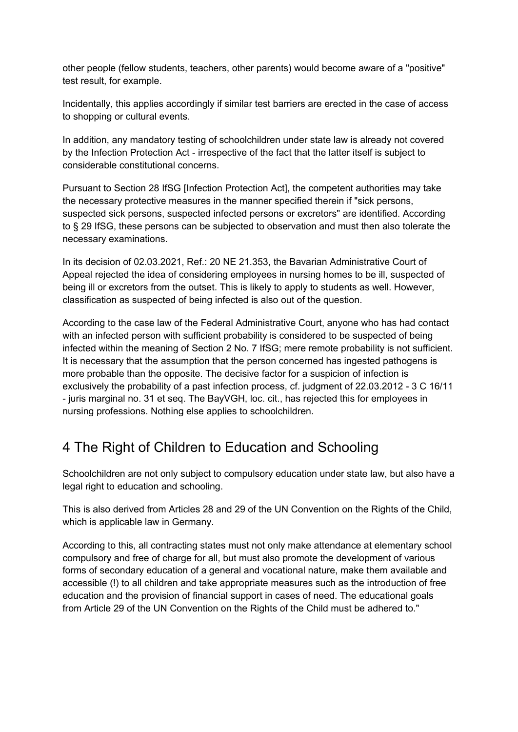other people (fellow students, teachers, other parents) would become aware of a "positive" test result, for example.

Incidentally, this applies accordingly if similar test barriers are erected in the case of access to shopping or cultural events.

In addition, any mandatory testing of schoolchildren under state law is already not covered by the Infection Protection Act - irrespective of the fact that the latter itself is subject to considerable constitutional concerns.

Pursuant to Section 28 IfSG [Infection Protection Act], the competent authorities may take the necessary protective measures in the manner specified therein if "sick persons, suspected sick persons, suspected infected persons or excretors" are identified. According to § 29 IfSG, these persons can be subjected to observation and must then also tolerate the necessary examinations.

In its decision of 02.03.2021, Ref.: 20 NE 21.353, the Bavarian Administrative Court of Appeal rejected the idea of considering employees in nursing homes to be ill, suspected of being ill or excretors from the outset. This is likely to apply to students as well. However, classification as suspected of being infected is also out of the question.

According to the case law of the Federal Administrative Court, anyone who has had contact with an infected person with sufficient probability is considered to be suspected of being infected within the meaning of Section 2 No. 7 IfSG; mere remote probability is not sufficient. It is necessary that the assumption that the person concerned has ingested pathogens is more probable than the opposite. The decisive factor for a suspicion of infection is exclusively the probability of a past infection process, cf. judgment of 22.03.2012 - 3 C 16/11 - juris marginal no. 31 et seq. The BayVGH, loc. cit., has rejected this for employees in nursing professions. Nothing else applies to schoolchildren.

## 4 The Right of Children to Education and Schooling

Schoolchildren are not only subject to compulsory education under state law, but also have a legal right to education and schooling.

This is also derived from Articles 28 and 29 of the UN Convention on the Rights of the Child, which is applicable law in Germany.

According to this, all contracting states must not only make attendance at elementary school compulsory and free of charge for all, but must also promote the development of various forms of secondary education of a general and vocational nature, make them available and accessible (!) to all children and take appropriate measures such as the introduction of free education and the provision of financial support in cases of need. The educational goals from Article 29 of the UN Convention on the Rights of the Child must be adhered to."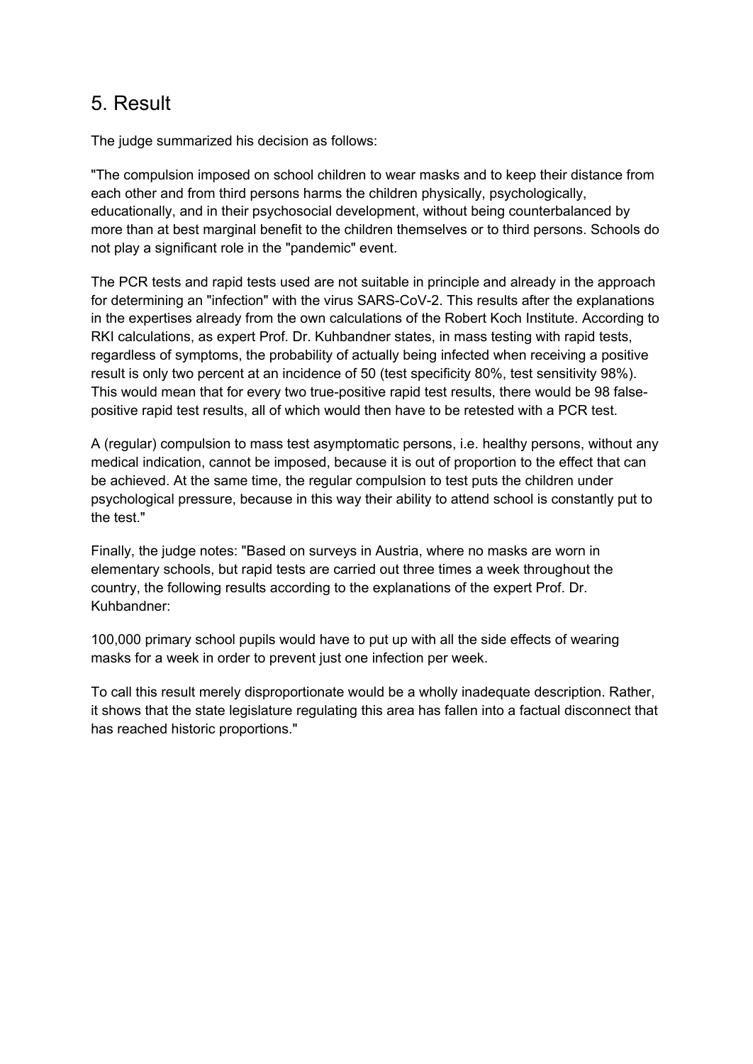## 5. Result

The judge summarized his decision as follows:

"The compulsion imposed on school children to wear masks and to keep their distance from each other and from third persons harms the children physically, psychologically, educationally, and in their psychosocial development, without being counterbalanced by more than at best marginal benefit to the children themselves or to third persons. Schools do not play a significant role in the "pandemic" event.

The PCR tests and rapid tests used are not suitable in principle and already in the approach for determining an "infection" with the virus SARS-CoV-2. This results after the explanations in the expertises already from the own calculations of the Robert Koch Institute. According to RKI calculations, as expert Prof. Dr. Kuhbandner states, in mass testing with rapid tests, regardless of symptoms, the probability of actually being infected when receiving a positive result is only two percent at an incidence of 50 (test specificity 80%, test sensitivity 98%). This would mean that for every two true-positive rapid test results, there would be 98 false-positive rapid test results, all of which would then have to be retested with a PCR test.

A (regular) compulsion to mass test asymptomatic persons, i.e. healthy persons, without any medical indication, cannot be imposed, because it is out of proportion to the effect that can be achieved. At the same time, the regular compulsion to test puts the children under psychological pressure, because in this way their ability to attend school is constantly put to the test."

Finally, the judge notes: "Based on surveys in Austria, where no masks are worn in elementary schools, but rapid tests are carried out three times a week throughout the country, the following results according to the explanations of the expert Prof. Dr. Kuhbandner:

100,000 primary school pupils would have to put up with all the side effects of wearing masks for a week in order to prevent just one infection per week.

To call this result merely disproportionate would be a wholly inadequate description. Rather, it shows that the state legislature regulating this area has fallen into a factual disconnect that has reached historic proportions."